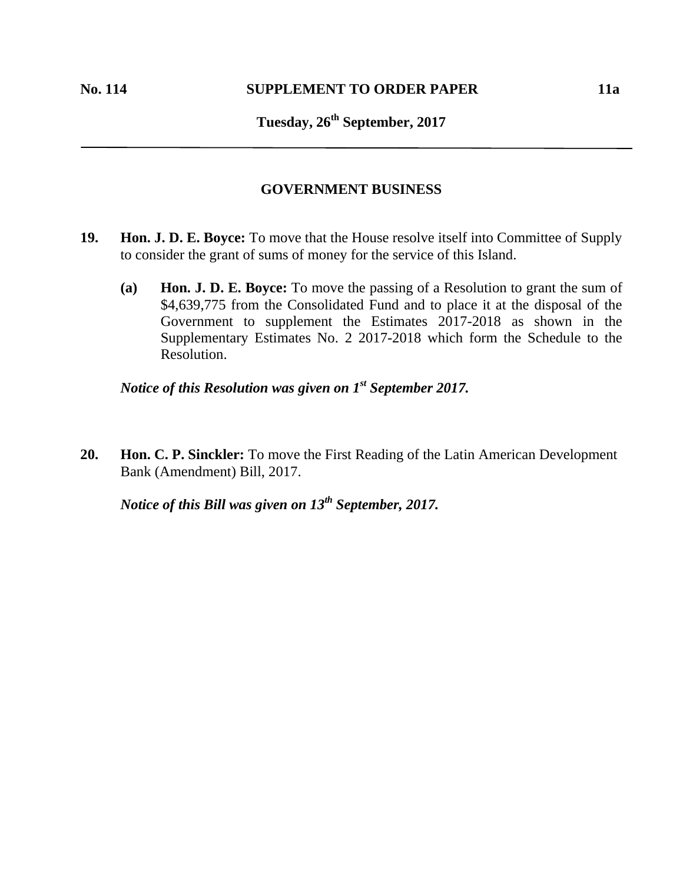**No. 114** **SUPPLEMENT TO ORDER PAPER** **11a**

**Tuesday, 26th September, 2017**

---

## GOVERNMENT BUSINESS

**19.** **Hon. J. D. E. Boyce:** To move that the House resolve itself into Committee of Supply to consider the grant of sums of money for the service of this Island.

**(a)** **Hon. J. D. E. Boyce:** To move the passing of a Resolution to grant the sum of $4,639,775 from the Consolidated Fund and to place it at the disposal of the Government to supplement the Estimates 2017-2018 as shown in the Supplementary Estimates No. 2 2017-2018 which form the Schedule to the Resolution.

***Notice of this Resolution was given on 1st September 2017.***

**20.** **Hon. C. P. Sinckler:** To move the First Reading of the Latin American Development Bank (Amendment) Bill, 2017.

***Notice of this Bill was given on 13th September, 2017.***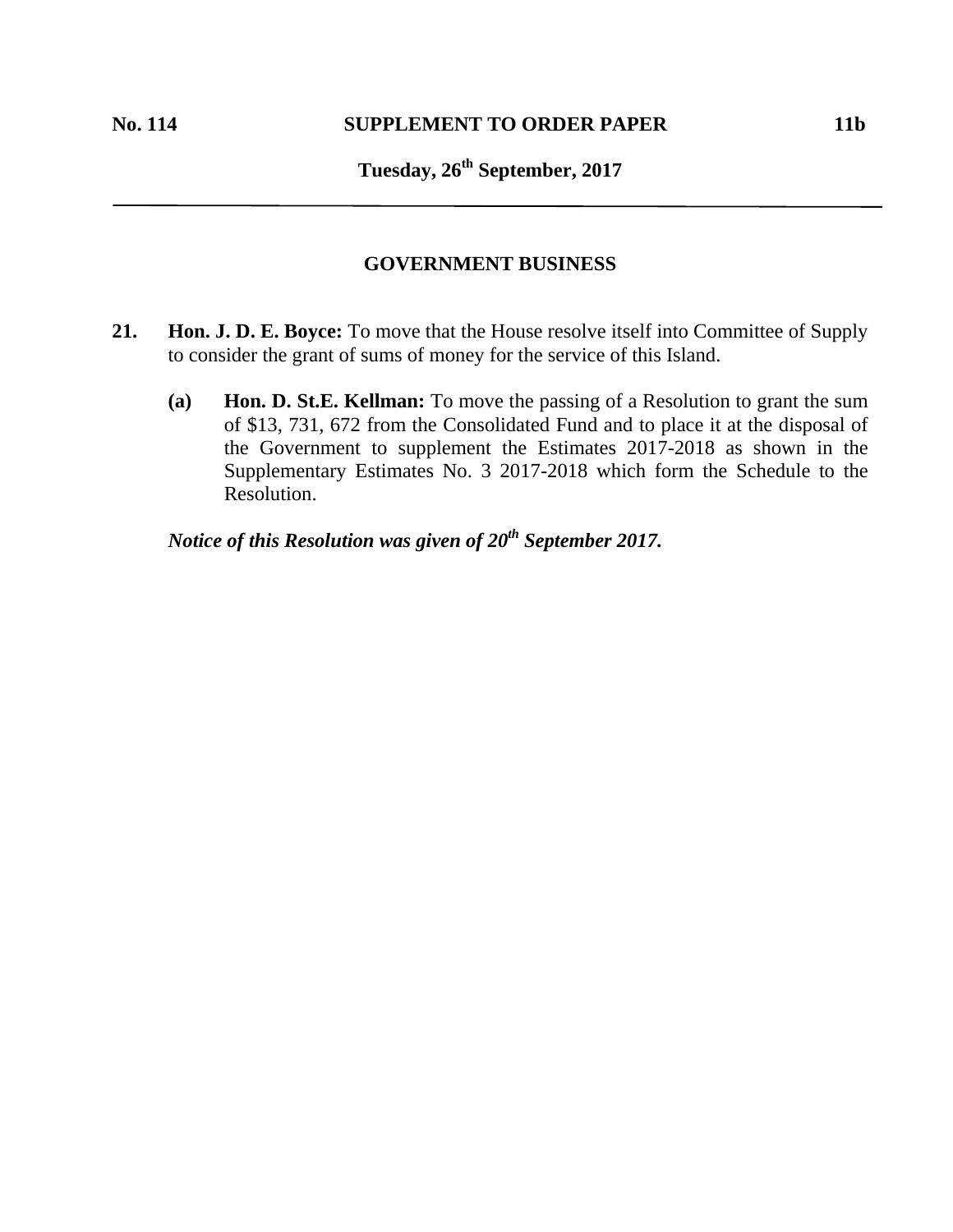**No. 114** **SUPPLEMENT TO ORDER PAPER** **11b**

**Tuesday, 26th September, 2017**

---

## GOVERNMENT BUSINESS

**21.** **Hon. J. D. E. Boyce:** To move that the House resolve itself into Committee of Supply to consider the grant of sums of money for the service of this Island.

**(a)** **Hon. D. St.E. Kellman:** To move the passing of a Resolution to grant the sum of $13, 731, 672 from the Consolidated Fund and to place it at the disposal of the Government to supplement the Estimates 2017-2018 as shown in the Supplementary Estimates No. 3 2017-2018 which form the Schedule to the Resolution.

***Notice of this Resolution was given of 20th September 2017.***